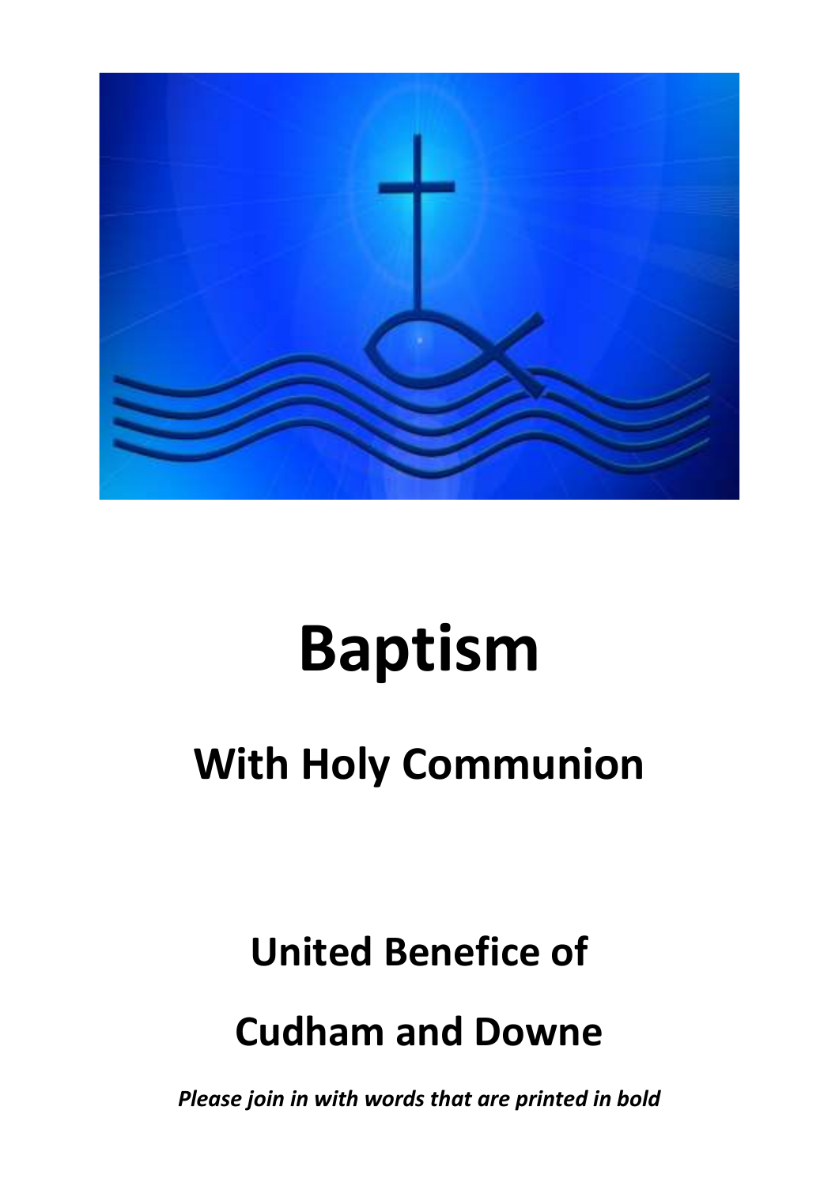# Baptism

## With Holy Communion

## United Benefice of

## Cudham and Downe

*Please join in with words that are printed in bold*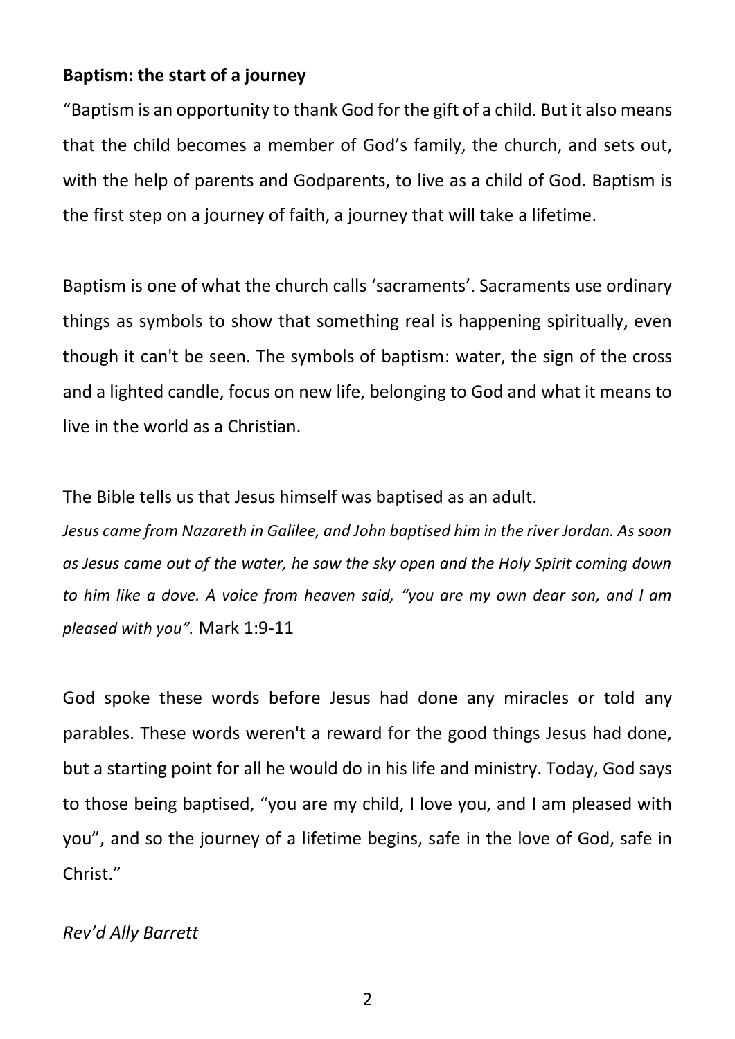**Baptism: the start of a journey**

"Baptism is an opportunity to thank God for the gift of a child. But it also means that the child becomes a member of God's family, the church, and sets out, with the help of parents and Godparents, to live as a child of God. Baptism is the first step on a journey of faith, a journey that will take a lifetime.

Baptism is one of what the church calls 'sacraments'. Sacraments use ordinary things as symbols to show that something real is happening spiritually, even though it can't be seen. The symbols of baptism: water, the sign of the cross and a lighted candle, focus on new life, belonging to God and what it means to live in the world as a Christian.

The Bible tells us that Jesus himself was baptised as an adult.

*Jesus came from Nazareth in Galilee, and John baptised him in the river Jordan. As soon as Jesus came out of the water, he saw the sky open and the Holy Spirit coming down to him like a dove. A voice from heaven said, "you are my own dear son, and I am pleased with you".* Mark 1:9-11

God spoke these words before Jesus had done any miracles or told any parables. These words weren't a reward for the good things Jesus had done, but a starting point for all he would do in his life and ministry. Today, God says to those being baptised, "you are my child, I love you, and I am pleased with you", and so the journey of a lifetime begins, safe in the love of God, safe in Christ."

*Rev'd Ally Barrett*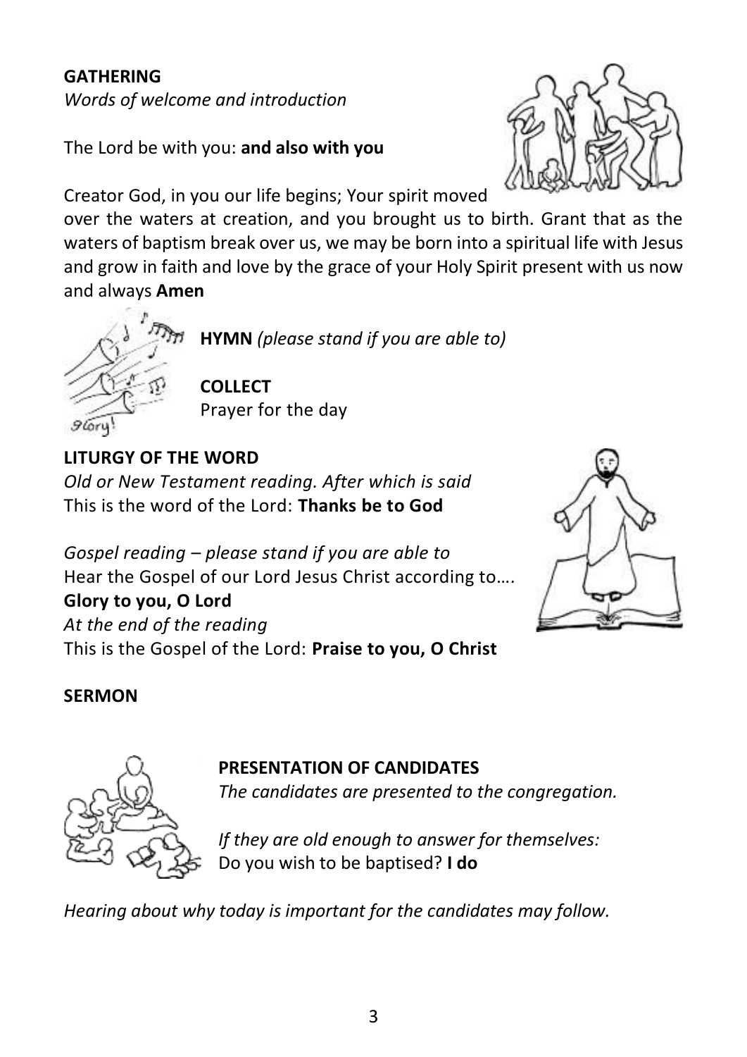**GATHERING**
*Words of welcome and introduction*

The Lord be with you: **and also with you**

Creator God, in you our life begins; Your spirit moved over the waters at creation, and you brought us to birth. Grant that as the waters of baptism break over us, we may be born into a spiritual life with Jesus and grow in faith and love by the grace of your Holy Spirit present with us now and always **Amen**

**HYMN** *(please stand if you are able to)*

**COLLECT**
Prayer for the day

**LITURGY OF THE WORD**
*Old or New Testament reading. After which is said*
This is the word of the Lord: **Thanks be to God**

*Gospel reading – please stand if you are able to*
Hear the Gospel of our Lord Jesus Christ according to….
**Glory to you, O Lord**
*At the end of the reading*
This is the Gospel of the Lord: **Praise to you, O Christ**

**SERMON**

**PRESENTATION OF CANDIDATES**
*The candidates are presented to the congregation.*

*If they are old enough to answer for themselves:*
Do you wish to be baptised? **I do**

*Hearing about why today is important for the candidates may follow.*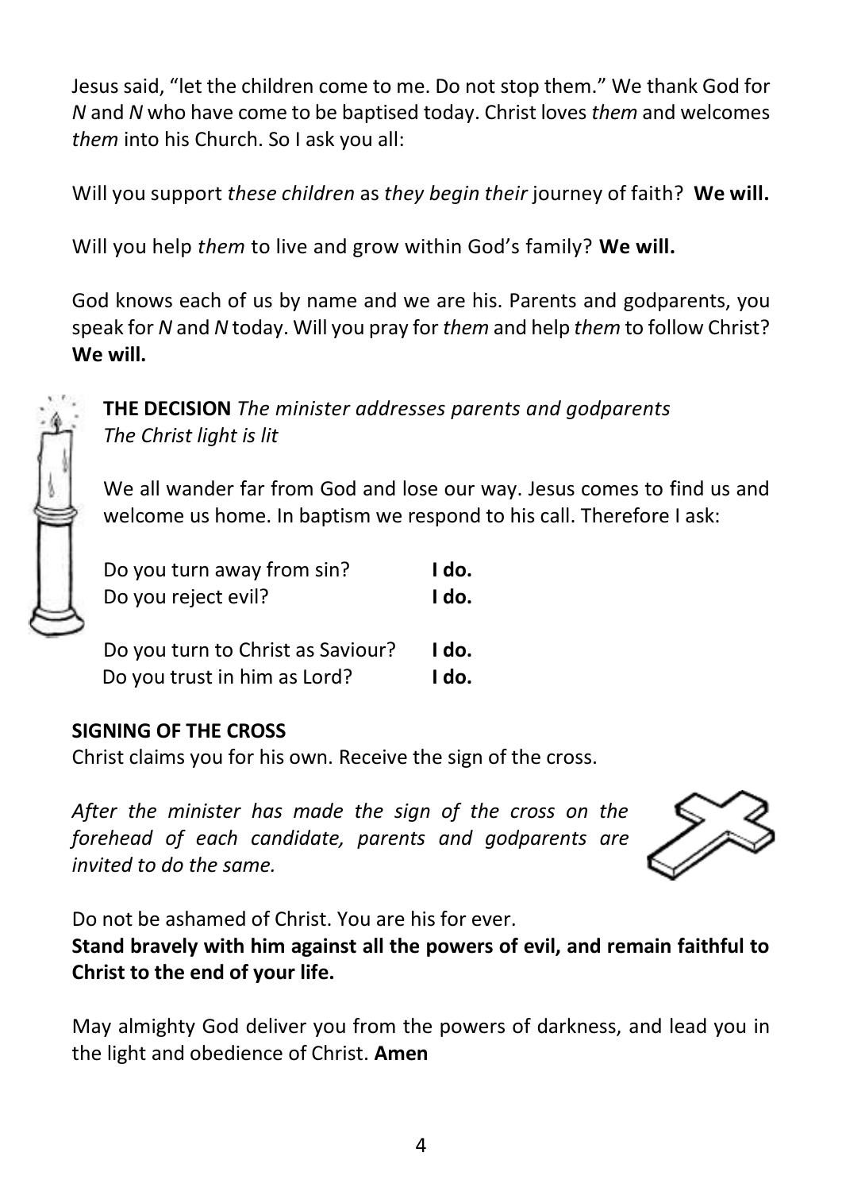Jesus said, "let the children come to me. Do not stop them." We thank God for *N* and *N* who have come to be baptised today. Christ loves *them* and welcomes *them* into his Church. So I ask you all:

Will you support *these children* as *they begin their* journey of faith? **We will.**

Will you help *them* to live and grow within God's family? **We will.**

God knows each of us by name and we are his. Parents and godparents, you speak for *N* and *N* today. Will you pray for *them* and help *them* to follow Christ? **We will.**

**THE DECISION** *The minister addresses parents and godparents*
*The Christ light is lit*

We all wander far from God and lose our way. Jesus comes to find us and welcome us home. In baptism we respond to his call. Therefore I ask:

Do you turn away from sin? **I do.**
Do you reject evil? **I do.**

Do you turn to Christ as Saviour? **I do.**
Do you trust in him as Lord? **I do.**

**SIGNING OF THE CROSS**

Christ claims you for his own. Receive the sign of the cross.

*After the minister has made the sign of the cross on the forehead of each candidate, parents and godparents are invited to do the same.*

Do not be ashamed of Christ. You are his for ever.
**Stand bravely with him against all the powers of evil, and remain faithful to Christ to the end of your life.**

May almighty God deliver you from the powers of darkness, and lead you in the light and obedience of Christ. **Amen**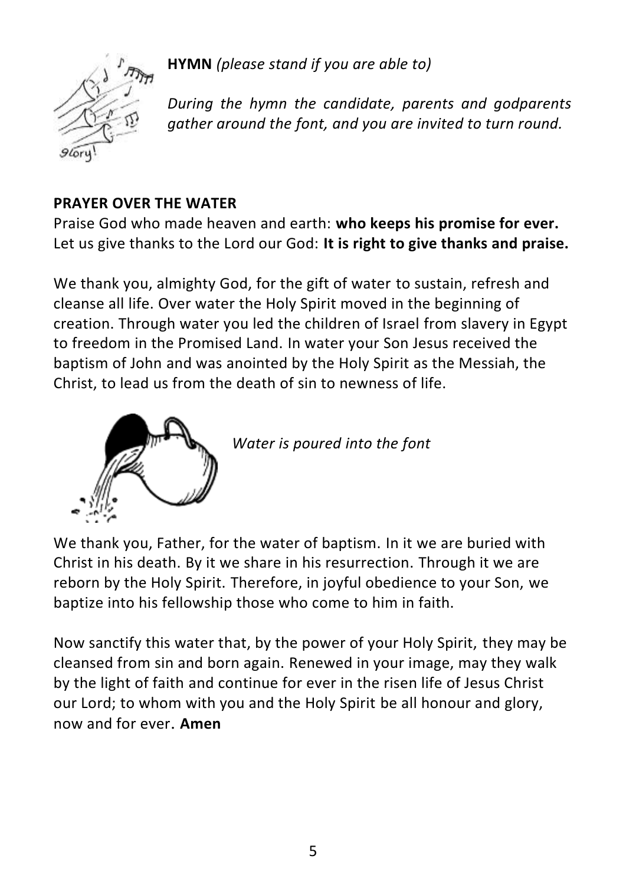**HYMN** *(please stand if you are able to)*

*During the hymn the candidate, parents and godparents gather around the font, and you are invited to turn round.*

**PRAYER OVER THE WATER**

Praise God who made heaven and earth: **who keeps his promise for ever.**
Let us give thanks to the Lord our God: **It is right to give thanks and praise.**

We thank you, almighty God, for the gift of water to sustain, refresh and cleanse all life. Over water the Holy Spirit moved in the beginning of creation. Through water you led the children of Israel from slavery in Egypt to freedom in the Promised Land. In water your Son Jesus received the baptism of John and was anointed by the Holy Spirit as the Messiah, the Christ, to lead us from the death of sin to newness of life.

*Water is poured into the font*

We thank you, Father, for the water of baptism. In it we are buried with Christ in his death. By it we share in his resurrection. Through it we are reborn by the Holy Spirit. Therefore, in joyful obedience to your Son, we baptize into his fellowship those who come to him in faith.

Now sanctify this water that, by the power of your Holy Spirit, they may be cleansed from sin and born again. Renewed in your image, may they walk by the light of faith and continue for ever in the risen life of Jesus Christ our Lord; to whom with you and the Holy Spirit be all honour and glory, now and for ever. **Amen**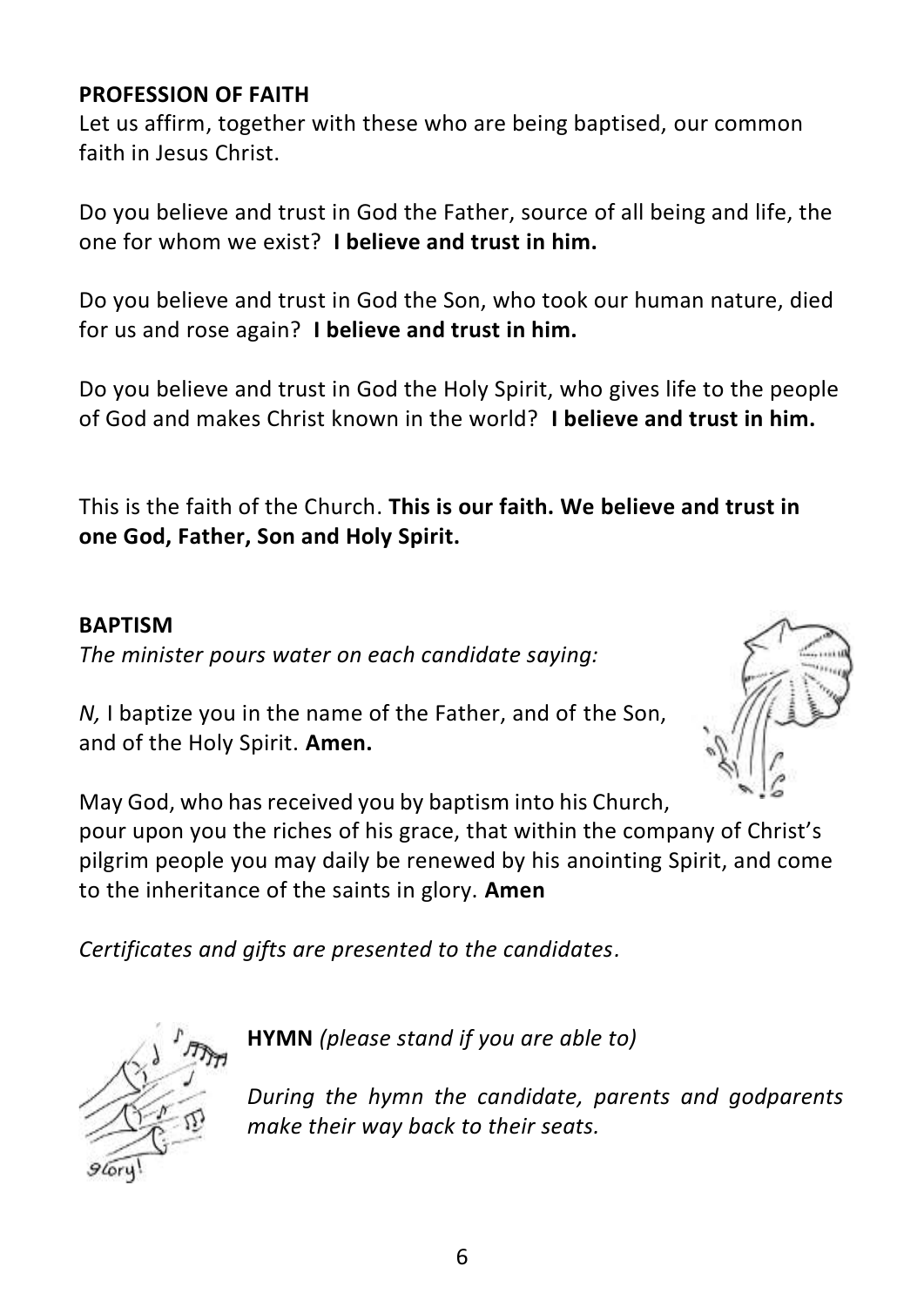**PROFESSION OF FAITH**

Let us affirm, together with these who are being baptised, our common faith in Jesus Christ.

Do you believe and trust in God the Father, source of all being and life, the one for whom we exist? **I believe and trust in him.**

Do you believe and trust in God the Son, who took our human nature, died for us and rose again? **I believe and trust in him.**

Do you believe and trust in God the Holy Spirit, who gives life to the people of God and makes Christ known in the world? **I believe and trust in him.**

This is the faith of the Church. **This is our faith. We believe and trust in one God, Father, Son and Holy Spirit.**

**BAPTISM**

*The minister pours water on each candidate saying:*

*N,* I baptize you in the name of the Father, and of the Son, and of the Holy Spirit. **Amen.**

May God, who has received you by baptism into his Church, pour upon you the riches of his grace, that within the company of Christ's pilgrim people you may daily be renewed by his anointing Spirit, and come to the inheritance of the saints in glory. **Amen**

*Certificates and gifts are presented to the candidates.*

**HYMN** *(please stand if you are able to)*

*During the hymn the candidate, parents and godparents make their way back to their seats.*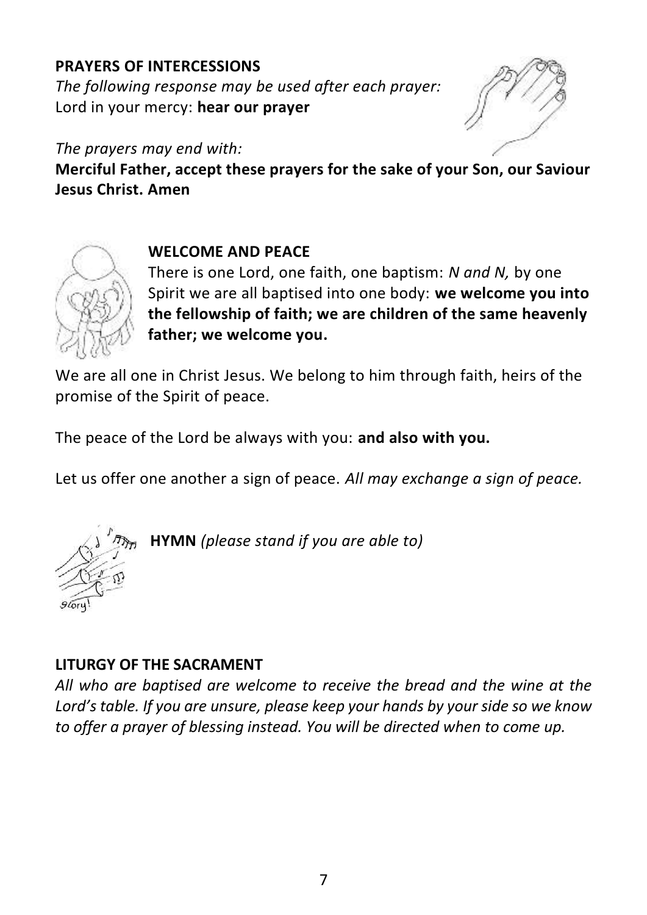**PRAYERS OF INTERCESSIONS**

*The following response may be used after each prayer:*
Lord in your mercy: **hear our prayer**

*The prayers may end with:*
**Merciful Father, accept these prayers for the sake of your Son, our Saviour Jesus Christ. Amen**

**WELCOME AND PEACE**

There is one Lord, one faith, one baptism: *N and N,* by one Spirit we are all baptised into one body: **we welcome you into the fellowship of faith; we are children of the same heavenly father; we welcome you.**

We are all one in Christ Jesus. We belong to him through faith, heirs of the promise of the Spirit of peace.

The peace of the Lord be always with you: **and also with you.**

Let us offer one another a sign of peace. *All may exchange a sign of peace.*

**HYMN** *(please stand if you are able to)*

**LITURGY OF THE SACRAMENT**

*All who are baptised are welcome to receive the bread and the wine at the Lord's table. If you are unsure, please keep your hands by your side so we know to offer a prayer of blessing instead. You will be directed when to come up.*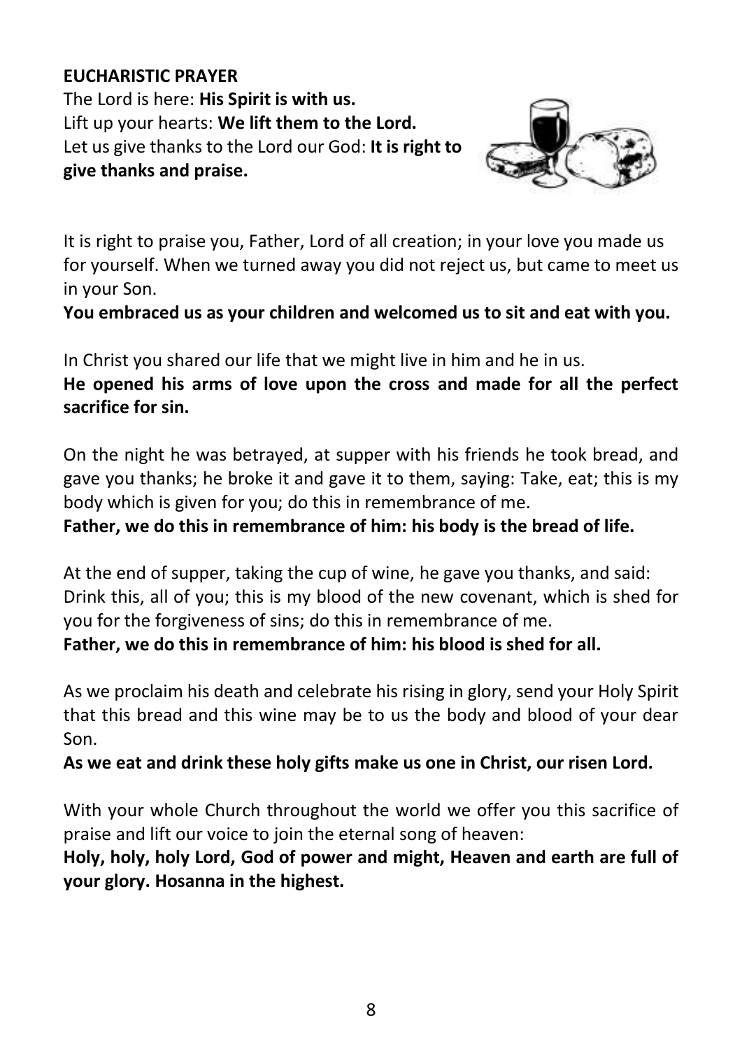**EUCHARISTIC PRAYER**

The Lord is here: **His Spirit is with us.**
Lift up your hearts: **We lift them to the Lord.**
Let us give thanks to the Lord our God: **It is right to give thanks and praise.**

It is right to praise you, Father, Lord of all creation; in your love you made us for yourself. When we turned away you did not reject us, but came to meet us in your Son.
**You embraced us as your children and welcomed us to sit and eat with you.**

In Christ you shared our life that we might live in him and he in us.
**He opened his arms of love upon the cross and made for all the perfect sacrifice for sin.**

On the night he was betrayed, at supper with his friends he took bread, and gave you thanks; he broke it and gave it to them, saying: Take, eat; this is my body which is given for you; do this in remembrance of me.
**Father, we do this in remembrance of him: his body is the bread of life.**

At the end of supper, taking the cup of wine, he gave you thanks, and said: Drink this, all of you; this is my blood of the new covenant, which is shed for you for the forgiveness of sins; do this in remembrance of me.
**Father, we do this in remembrance of him: his blood is shed for all.**

As we proclaim his death and celebrate his rising in glory, send your Holy Spirit that this bread and this wine may be to us the body and blood of your dear Son.
**As we eat and drink these holy gifts make us one in Christ, our risen Lord.**

With your whole Church throughout the world we offer you this sacrifice of praise and lift our voice to join the eternal song of heaven:
**Holy, holy, holy Lord, God of power and might, Heaven and earth are full of your glory. Hosanna in the highest.**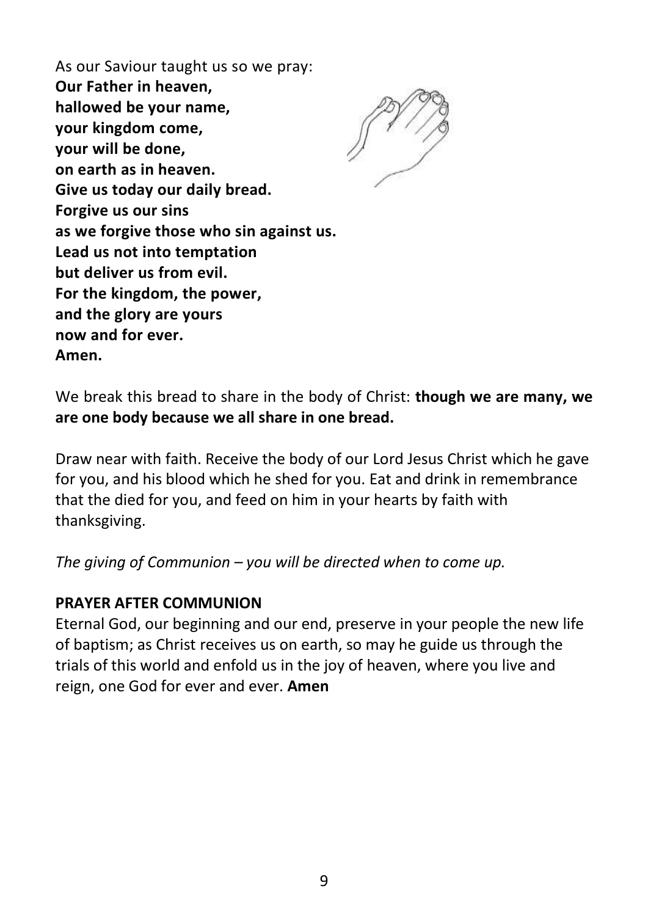As our Saviour taught us so we pray:
**Our Father in heaven,**
**hallowed be your name,**
**your kingdom come,**
**your will be done,**
**on earth as in heaven.**
**Give us today our daily bread.**
**Forgive us our sins**
**as we forgive those who sin against us.**
**Lead us not into temptation**
**but deliver us from evil.**
**For the kingdom, the power,**
**and the glory are yours**
**now and for ever.**
**Amen.**

We break this bread to share in the body of Christ: **though we are many, we are one body because we all share in one bread.**

Draw near with faith. Receive the body of our Lord Jesus Christ which he gave for you, and his blood which he shed for you. Eat and drink in remembrance that the died for you, and feed on him in your hearts by faith with thanksgiving.

*The giving of Communion – you will be directed when to come up.*

**PRAYER AFTER COMMUNION**

Eternal God, our beginning and our end, preserve in your people the new life of baptism; as Christ receives us on earth, so may he guide us through the trials of this world and enfold us in the joy of heaven, where you live and reign, one God for ever and ever. **Amen**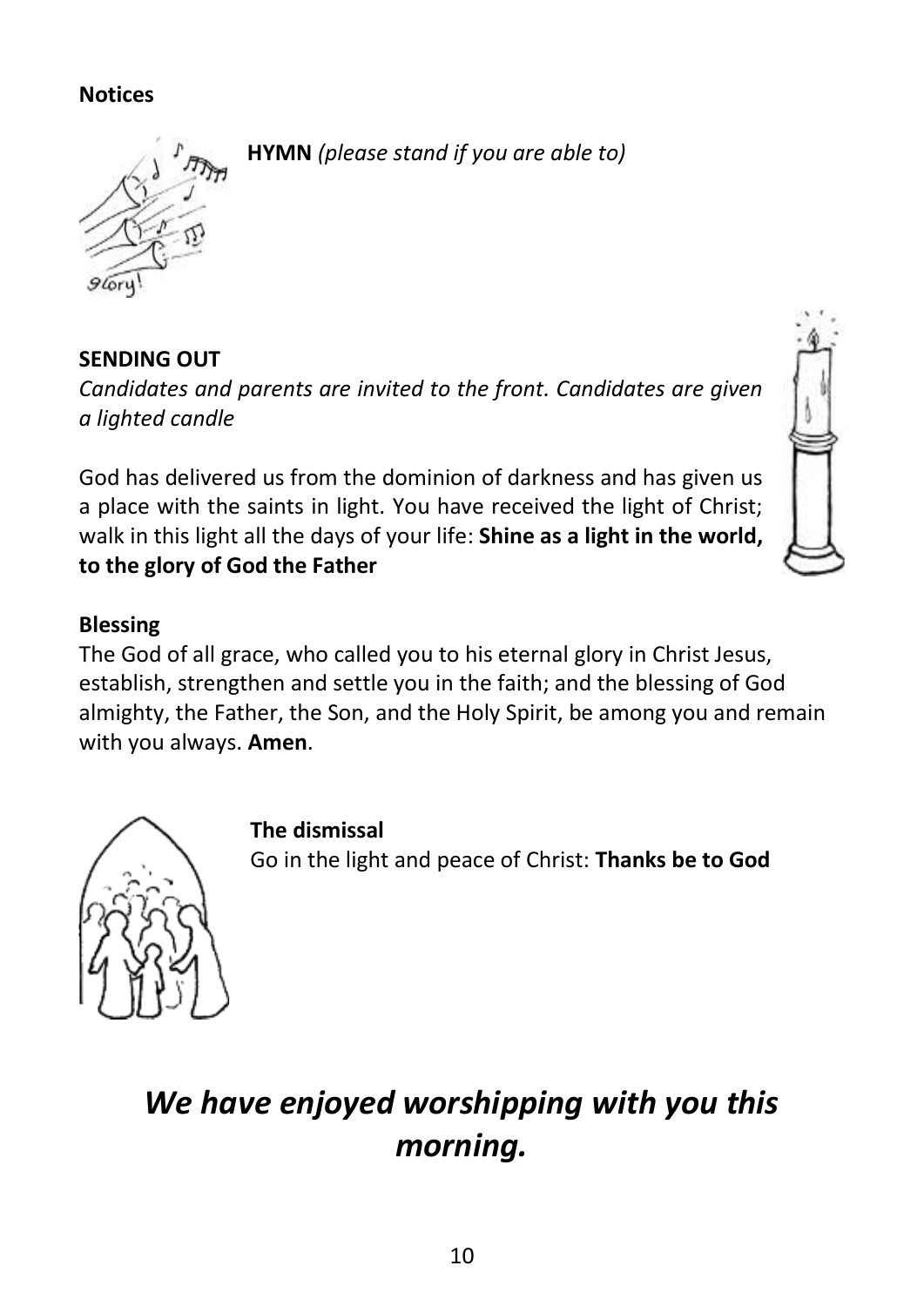**Notices**

**HYMN** *(please stand if you are able to)*

**SENDING OUT**

*Candidates and parents are invited to the front. Candidates are given a lighted candle*

God has delivered us from the dominion of darkness and has given us a place with the saints in light. You have received the light of Christ; walk in this light all the days of your life: **Shine as a light in the world, to the glory of God the Father**

**Blessing**

The God of all grace, who called you to his eternal glory in Christ Jesus, establish, strengthen and settle you in the faith; and the blessing of God almighty, the Father, the Son, and the Holy Spirit, be among you and remain with you always. **Amen**.

**The dismissal**

Go in the light and peace of Christ: **Thanks be to God**

## *We have enjoyed worshipping with you this morning.*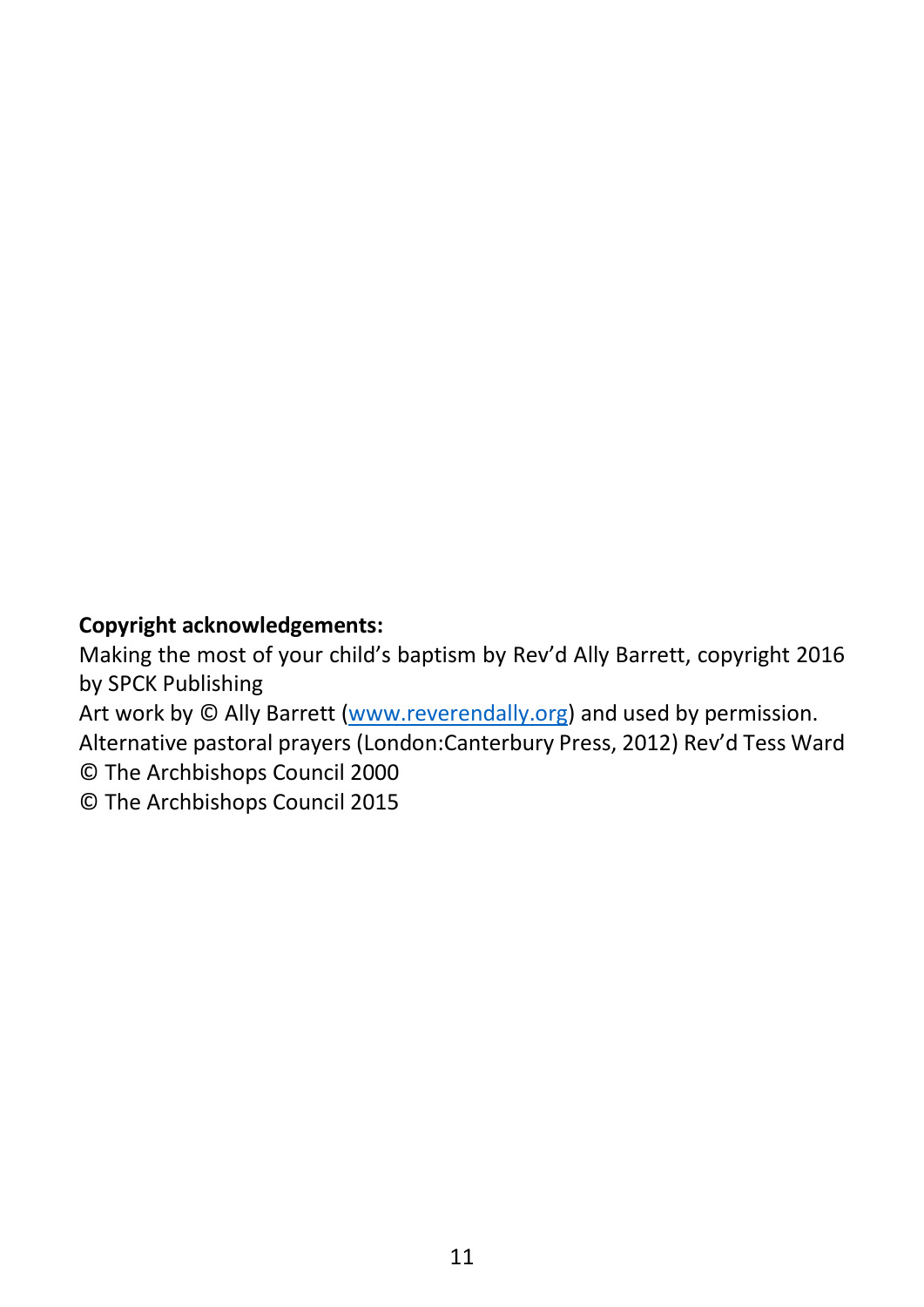**Copyright acknowledgements:**

Making the most of your child's baptism by Rev'd Ally Barrett, copyright 2016 by SPCK Publishing

Art work by © Ally Barrett (www.reverendally.org) and used by permission.

Alternative pastoral prayers (London:Canterbury Press, 2012) Rev'd Tess Ward

© The Archbishops Council 2000

© The Archbishops Council 2015